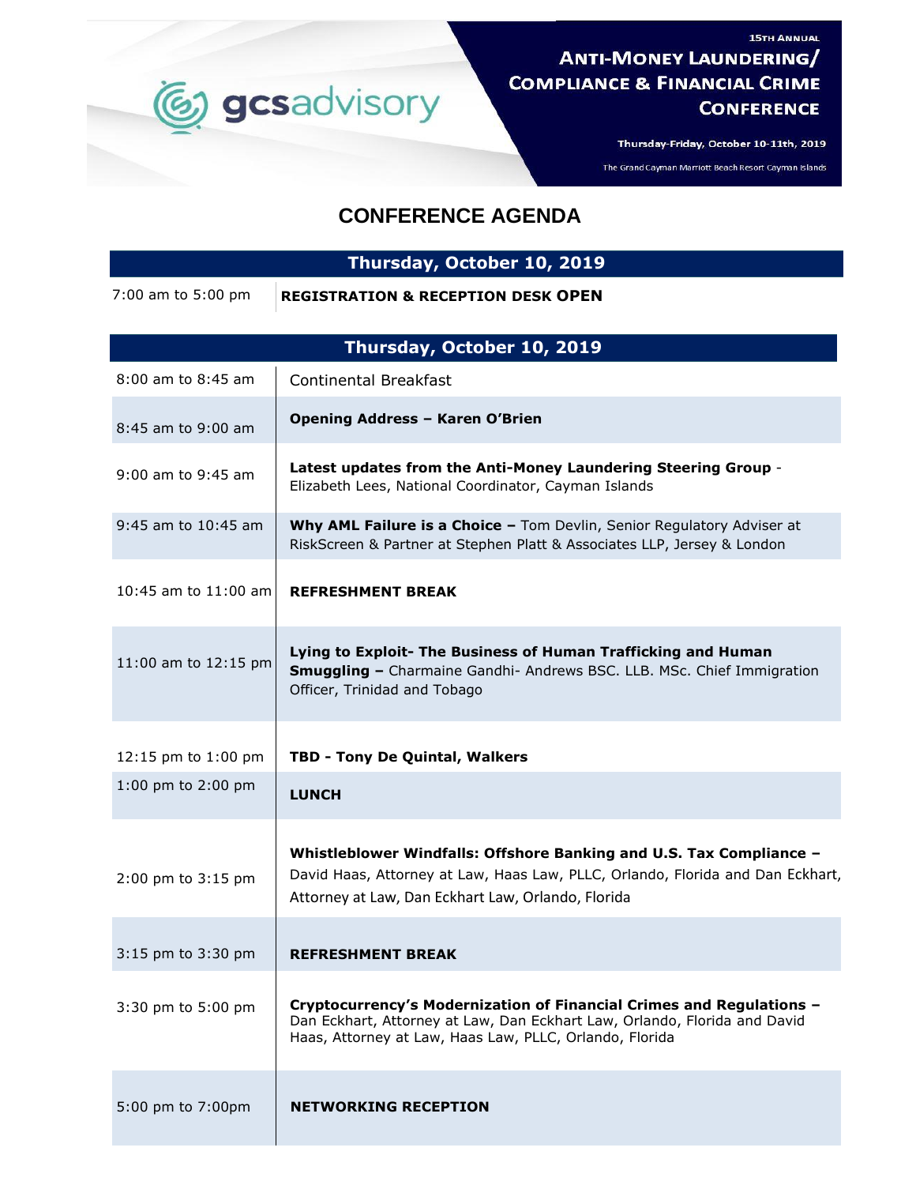gcsadvisory

15TH ANNUAL

# ANTI-MONEY LAUNDERING/ COMPLIANCE & FINANCIAL CRIME CONFERENCE

Thursday-Friday, October 10-11th, 2019

The Grand Cayman Marriott Beach Resort Cayman Islands

## CONFERENCE AGENDA

| Thursday, October 10, 2019 | |
|---|---|
| 7:00 am to 5:00 pm | **REGISTRATION & RECEPTION DESK OPEN** |

| Thursday, October 10, 2019 | |
|---|---|
| 8:00 am to 8:45 am | Continental Breakfast |
| 8:45 am to 9:00 am | **Opening Address – Karen O'Brien** |
| 9:00 am to 9:45 am | **Latest updates from the Anti-Money Laundering Steering Group** - Elizabeth Lees, National Coordinator, Cayman Islands |
| 9:45 am to 10:45 am | **Why AML Failure is a Choice –** Tom Devlin, Senior Regulatory Adviser at RiskScreen & Partner at Stephen Platt & Associates LLP, Jersey & London |
| 10:45 am to 11:00 am | **REFRESHMENT BREAK** |
| 11:00 am to 12:15 pm | **Lying to Exploit- The Business of Human Trafficking and Human Smuggling –** Charmaine Gandhi- Andrews BSC. LLB. MSc. Chief Immigration Officer, Trinidad and Tobago |
| 12:15 pm to 1:00 pm | **TBD - Tony De Quintal, Walkers** |
| 1:00 pm to 2:00 pm | **LUNCH** |
| 2:00 pm to 3:15 pm | **Whistleblower Windfalls: Offshore Banking and U.S. Tax Compliance –** David Haas, Attorney at Law, Haas Law, PLLC, Orlando, Florida and Dan Eckhart, Attorney at Law, Dan Eckhart Law, Orlando, Florida |
| 3:15 pm to 3:30 pm | **REFRESHMENT BREAK** |
| 3:30 pm to 5:00 pm | **Cryptocurrency's Modernization of Financial Crimes and Regulations –** Dan Eckhart, Attorney at Law, Dan Eckhart Law, Orlando, Florida and David Haas, Attorney at Law, Haas Law, PLLC, Orlando, Florida |
| 5:00 pm to 7:00pm | **NETWORKING RECEPTION** |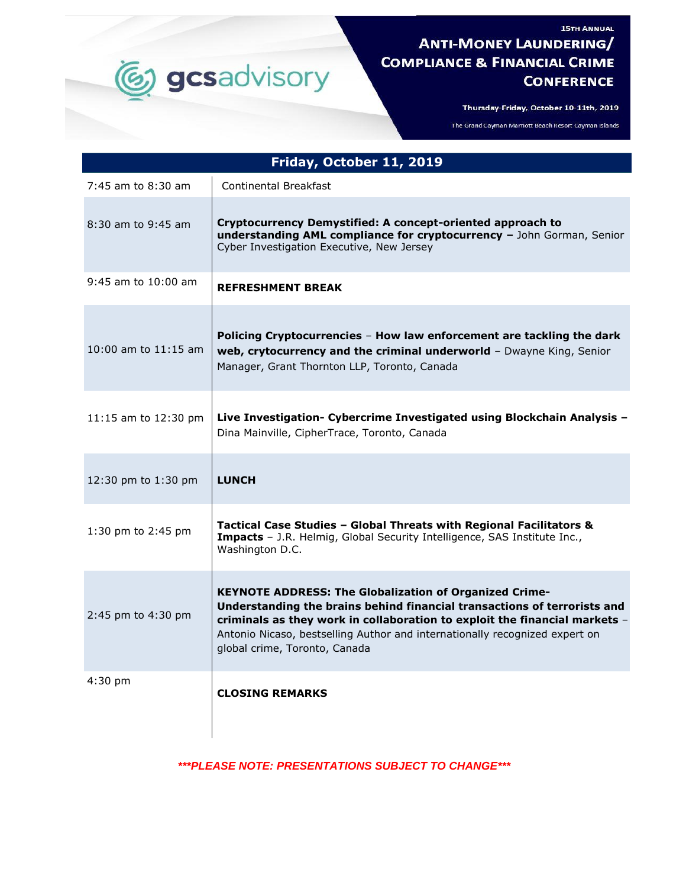gcsadvisory

15TH ANNUAL

# ANTI-MONEY LAUNDERING/ COMPLIANCE & FINANCIAL CRIME CONFERENCE

Thursday-Friday, October 10-11th, 2019

The Grand Cayman Marriott Beach Resort Cayman Islands

## Friday, October 11, 2019

| | |
|---|---|
| 7:45 am to 8:30 am | Continental Breakfast |
| 8:30 am to 9:45 am | **Cryptocurrency Demystified: A concept-oriented approach to understanding AML compliance for cryptocurrency –** John Gorman, Senior Cyber Investigation Executive, New Jersey |
| 9:45 am to 10:00 am | **REFRESHMENT BREAK** |
| 10:00 am to 11:15 am | **Policing Cryptocurrencies** – **How law enforcement are tackling the dark web, crytocurrency and the criminal underworld** – Dwayne King, Senior Manager, Grant Thornton LLP, Toronto, Canada |
| 11:15 am to 12:30 pm | **Live Investigation- Cybercrime Investigated using Blockchain Analysis –** Dina Mainville, CipherTrace, Toronto, Canada |
| 12:30 pm to 1:30 pm | **LUNCH** |
| 1:30 pm to 2:45 pm | **Tactical Case Studies – Global Threats with Regional Facilitators & Impacts** – J.R. Helmig, Global Security Intelligence, SAS Institute Inc., Washington D.C. |
| 2:45 pm to 4:30 pm | **KEYNOTE ADDRESS: The Globalization of Organized Crime- Understanding the brains behind financial transactions of terrorists and criminals as they work in collaboration to exploit the financial markets** – Antonio Nicaso, bestselling Author and internationally recognized expert on global crime, Toronto, Canada |
| 4:30 pm | **CLOSING REMARKS** |

***\*\*\*PLEASE NOTE: PRESENTATIONS SUBJECT TO CHANGE\*\*\****